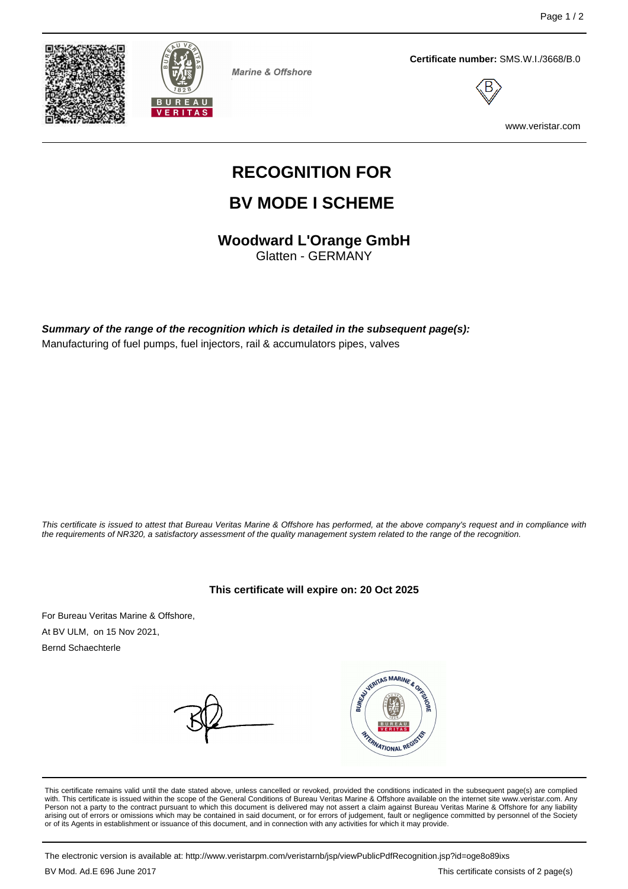Marine & Offshore

**Certificate number:** SMS.W.I./3668/B.0

www.veristar.com

# RECOGNITION FOR

# BV MODE I SCHEME

## Woodward L'Orange GmbH

Glatten - GERMANY

***Summary of the range of the recognition which is detailed in the subsequent page(s):***

Manufacturing of fuel pumps, fuel injectors, rail & accumulators pipes, valves

*This certificate is issued to attest that Bureau Veritas Marine & Offshore has performed, at the above company's request and in compliance with the requirements of NR320, a satisfactory assessment of the quality management system related to the range of the recognition.*

**This certificate will expire on: 20 Oct 2025**

For Bureau Veritas Marine & Offshore,

At BV ULM, on 15 Nov 2021,

Bernd Schaechterle

This certificate remains valid until the date stated above, unless cancelled or revoked, provided the conditions indicated in the subsequent page(s) are complied with. This certificate is issued within the scope of the General Conditions of Bureau Veritas Marine & Offshore available on the internet site www.veristar.com. Any Person not a party to the contract pursuant to which this document is delivered may not assert a claim against Bureau Veritas Marine & Offshore for any liability arising out of errors or omissions which may be contained in said document, or for errors of judgement, fault or negligence committed by personnel of the Society or of its Agents in establishment or issuance of this document, and in connection with any activities for which it may provide.

The electronic version is available at: http://www.veristarpm.com/veristarnb/jsp/viewPublicPdfRecognition.jsp?id=oge8o89ixs

BV Mod. Ad.E 696 June 2017

This certificate consists of 2 page(s)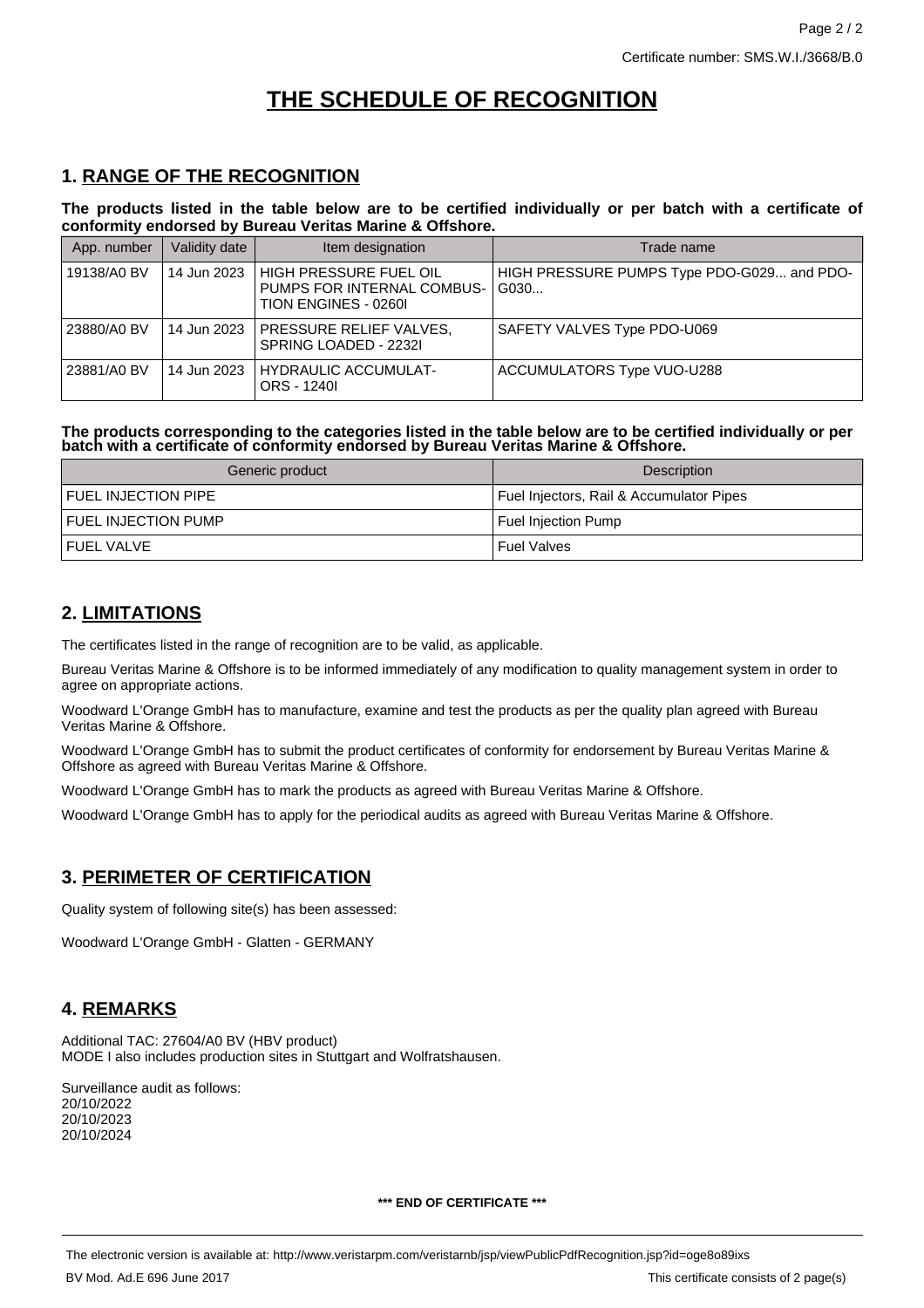Certificate number: SMS.W.I./3668/B.0

# THE SCHEDULE OF RECOGNITION

## 1. RANGE OF THE RECOGNITION

**The products listed in the table below are to be certified individually or per batch with a certificate of conformity endorsed by Bureau Veritas Marine & Offshore.**

| App. number | Validity date | Item designation | Trade name |
|---|---|---|---|
| 19138/A0 BV | 14 Jun 2023 | HIGH PRESSURE FUEL OIL PUMPS FOR INTERNAL COMBUSTION ENGINES - 0260I | HIGH PRESSURE PUMPS Type PDO-G029... and PDO-G030... |
| 23880/A0 BV | 14 Jun 2023 | PRESSURE RELIEF VALVES, SPRING LOADED - 2232I | SAFETY VALVES Type PDO-U069 |
| 23881/A0 BV | 14 Jun 2023 | HYDRAULIC ACCUMULATORS - 1240I | ACCUMULATORS Type VUO-U288 |

**The products corresponding to the categories listed in the table below are to be certified individually or per batch with a certificate of conformity endorsed by Bureau Veritas Marine & Offshore.**

| Generic product | Description |
|---|---|
| FUEL INJECTION PIPE | Fuel Injectors, Rail & Accumulator Pipes |
| FUEL INJECTION PUMP | Fuel Injection Pump |
| FUEL VALVE | Fuel Valves |

## 2. LIMITATIONS

The certificates listed in the range of recognition are to be valid, as applicable.

Bureau Veritas Marine & Offshore is to be informed immediately of any modification to quality management system in order to agree on appropriate actions.

Woodward L'Orange GmbH has to manufacture, examine and test the products as per the quality plan agreed with Bureau Veritas Marine & Offshore.

Woodward L'Orange GmbH has to submit the product certificates of conformity for endorsement by Bureau Veritas Marine & Offshore as agreed with Bureau Veritas Marine & Offshore.

Woodward L'Orange GmbH has to mark the products as agreed with Bureau Veritas Marine & Offshore.

Woodward L'Orange GmbH has to apply for the periodical audits as agreed with Bureau Veritas Marine & Offshore.

## 3. PERIMETER OF CERTIFICATION

Quality system of following site(s) has been assessed:

Woodward L'Orange GmbH - Glatten - GERMANY

## 4. REMARKS

Additional TAC: 27604/A0 BV (HBV product)
MODE I also includes production sites in Stuttgart and Wolfratshausen.

Surveillance audit as follows:
20/10/2022
20/10/2023
20/10/2024

**\*\*\* END OF CERTIFICATE \*\*\***

The electronic version is available at: http://www.veristarpm.com/veristarnb/jsp/viewPublicPdfRecognition.jsp?id=oge8o89ixs

BV Mod. Ad.E 696 June 2017

This certificate consists of 2 page(s)